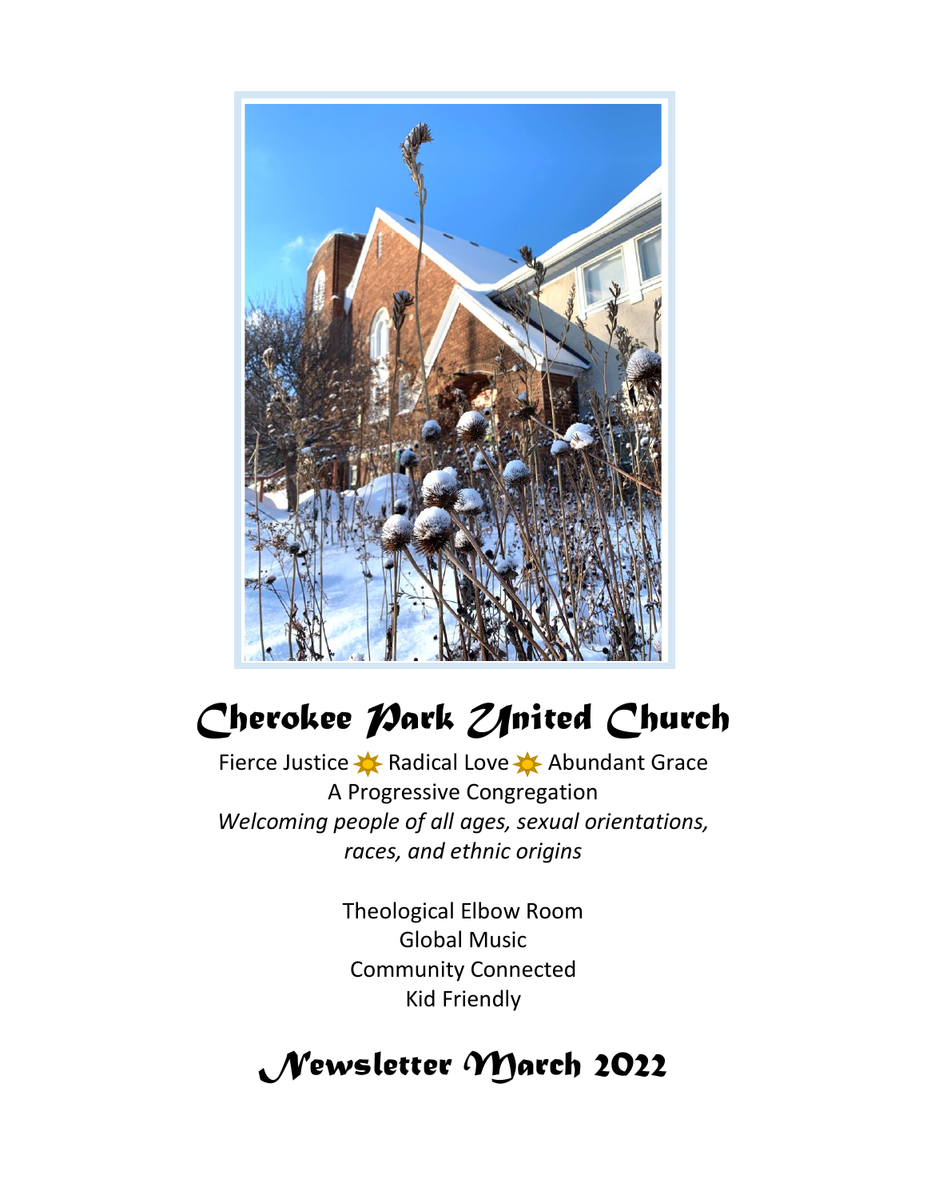# Cherokee Park United Church

Fierce Justice ✸ Radical Love ✸ Abundant Grace
A Progressive Congregation
*Welcoming people of all ages, sexual orientations, races, and ethnic origins*

Theological Elbow Room
Global Music
Community Connected
Kid Friendly

## Newsletter March 2022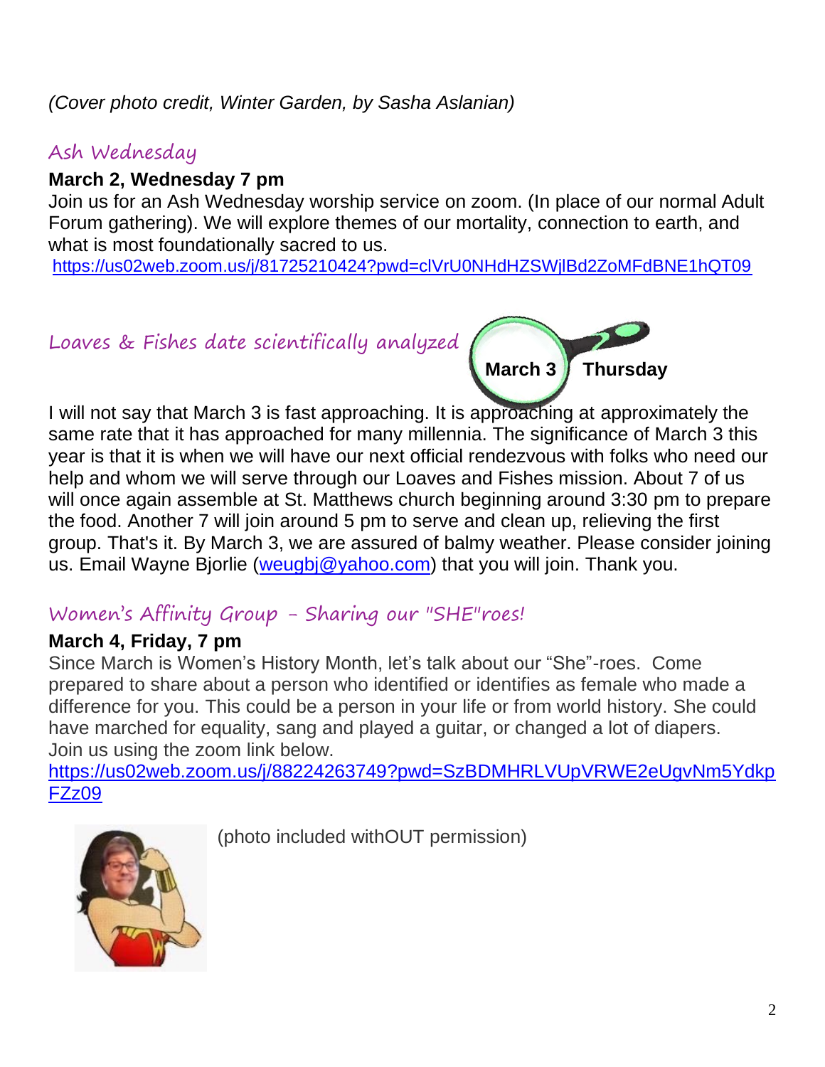*(Cover photo credit, Winter Garden, by Sasha Aslanian)*

## Ash Wednesday

**March 2, Wednesday 7 pm**

Join us for an Ash Wednesday worship service on zoom. (In place of our normal Adult Forum gathering). We will explore themes of our mortality, connection to earth, and what is most foundationally sacred to us.

https://us02web.zoom.us/j/81725210424?pwd=clVrU0NHdHZSWjlBd2ZoMFdBNE1hQT09

## Loaves & Fishes date scientifically analyzed

**March 3 Thursday**

I will not say that March 3 is fast approaching. It is approaching at approximately the same rate that it has approached for many millennia. The significance of March 3 this year is that it is when we will have our next official rendezvous with folks who need our help and whom we will serve through our Loaves and Fishes mission. About 7 of us will once again assemble at St. Matthews church beginning around 3:30 pm to prepare the food. Another 7 will join around 5 pm to serve and clean up, relieving the first group. That's it. By March 3, we are assured of balmy weather. Please consider joining us. Email Wayne Bjorlie (weugbj@yahoo.com) that you will join. Thank you.

## Women's Affinity Group - Sharing our "SHE"roes!

**March 4, Friday, 7 pm**

Since March is Women's History Month, let's talk about our "She"-roes. Come prepared to share about a person who identified or identifies as female who made a difference for you. This could be a person in your life or from world history. She could have marched for equality, sang and played a guitar, or changed a lot of diapers. Join us using the zoom link below.

https://us02web.zoom.us/j/88224263749?pwd=SzBDMHRLVUpVRWE2eUgvNm5YdkpFZz09

(photo included withOUT permission)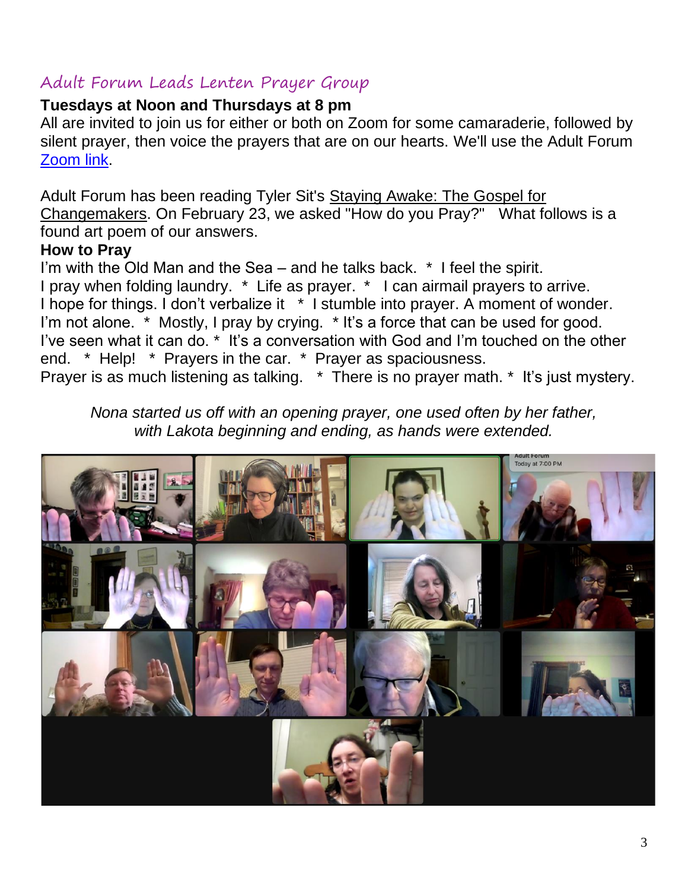## Adult Forum Leads Lenten Prayer Group

**Tuesdays at Noon and Thursdays at 8 pm**

All are invited to join us for either or both on Zoom for some camaraderie, followed by silent prayer, then voice the prayers that are on our hearts. We'll use the Adult Forum Zoom link.

Adult Forum has been reading Tyler Sit's Staying Awake: The Gospel for Changemakers. On February 23, we asked "How do you Pray?" What follows is a found art poem of our answers.

**How to Pray**

I'm with the Old Man and the Sea – and he talks back. * I feel the spirit.
I pray when folding laundry. * Life as prayer. * I can airmail prayers to arrive.
I hope for things. I don't verbalize it * I stumble into prayer. A moment of wonder.
I'm not alone. * Mostly, I pray by crying. * It's a force that can be used for good.
I've seen what it can do. * It's a conversation with God and I'm touched on the other end. * Help! * Prayers in the car. * Prayer as spaciousness.
Prayer is as much listening as talking. * There is no prayer math. * It's just mystery.

*Nona started us off with an opening prayer, one used often by her father, with Lakota beginning and ending, as hands were extended.*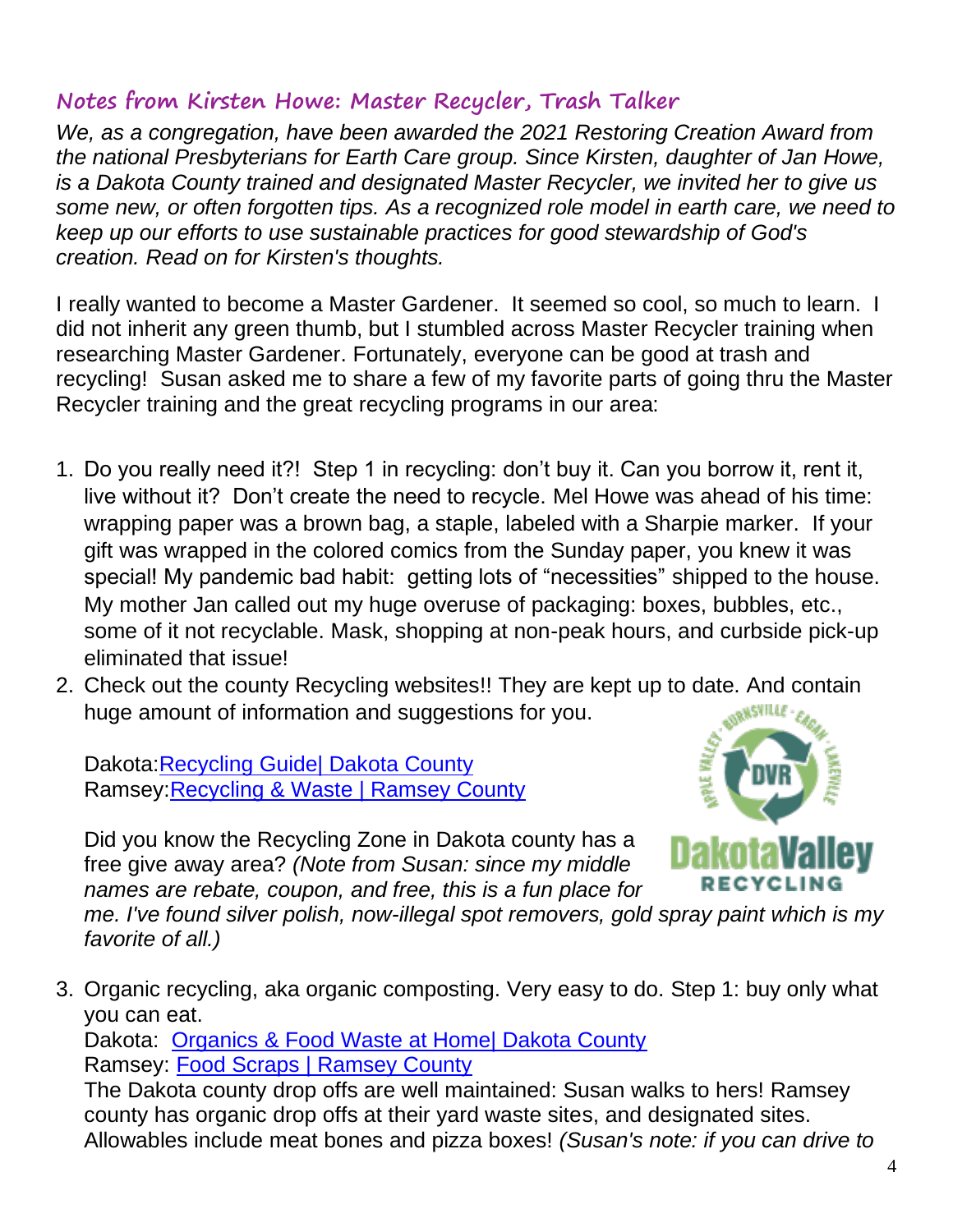## Notes from Kirsten Howe: Master Recycler, Trash Talker

*We, as a congregation, have been awarded the 2021 Restoring Creation Award from the national Presbyterians for Earth Care group. Since Kirsten, daughter of Jan Howe, is a Dakota County trained and designated Master Recycler, we invited her to give us some new, or often forgotten tips. As a recognized role model in earth care, we need to keep up our efforts to use sustainable practices for good stewardship of God's creation. Read on for Kirsten's thoughts.*

I really wanted to become a Master Gardener. It seemed so cool, so much to learn. I did not inherit any green thumb, but I stumbled across Master Recycler training when researching Master Gardener. Fortunately, everyone can be good at trash and recycling! Susan asked me to share a few of my favorite parts of going thru the Master Recycler training and the great recycling programs in our area:

1. Do you really need it?! Step 1 in recycling: don't buy it. Can you borrow it, rent it, live without it? Don't create the need to recycle. Mel Howe was ahead of his time: wrapping paper was a brown bag, a staple, labeled with a Sharpie marker. If your gift was wrapped in the colored comics from the Sunday paper, you knew it was special! My pandemic bad habit: getting lots of "necessities" shipped to the house. My mother Jan called out my huge overuse of packaging: boxes, bubbles, etc., some of it not recyclable. Mask, shopping at non-peak hours, and curbside pick-up eliminated that issue!

2. Check out the county Recycling websites!! They are kept up to date. And contain huge amount of information and suggestions for you.

   Dakota: Recycling Guide| Dakota County
   Ramsey: Recycling & Waste | Ramsey County

   Did you know the Recycling Zone in Dakota county has a free give away area? *(Note from Susan: since my middle names are rebate, coupon, and free, this is a fun place for me. I've found silver polish, now-illegal spot removers, gold spray paint which is my favorite of all.)*

3. Organic recycling, aka organic composting. Very easy to do. Step 1: buy only what you can eat.
   Dakota: Organics & Food Waste at Home| Dakota County
   Ramsey: Food Scraps | Ramsey County
   The Dakota county drop offs are well maintained: Susan walks to hers! Ramsey county has organic drop offs at their yard waste sites, and designated sites. Allowables include meat bones and pizza boxes! *(Susan's note: if you can drive to*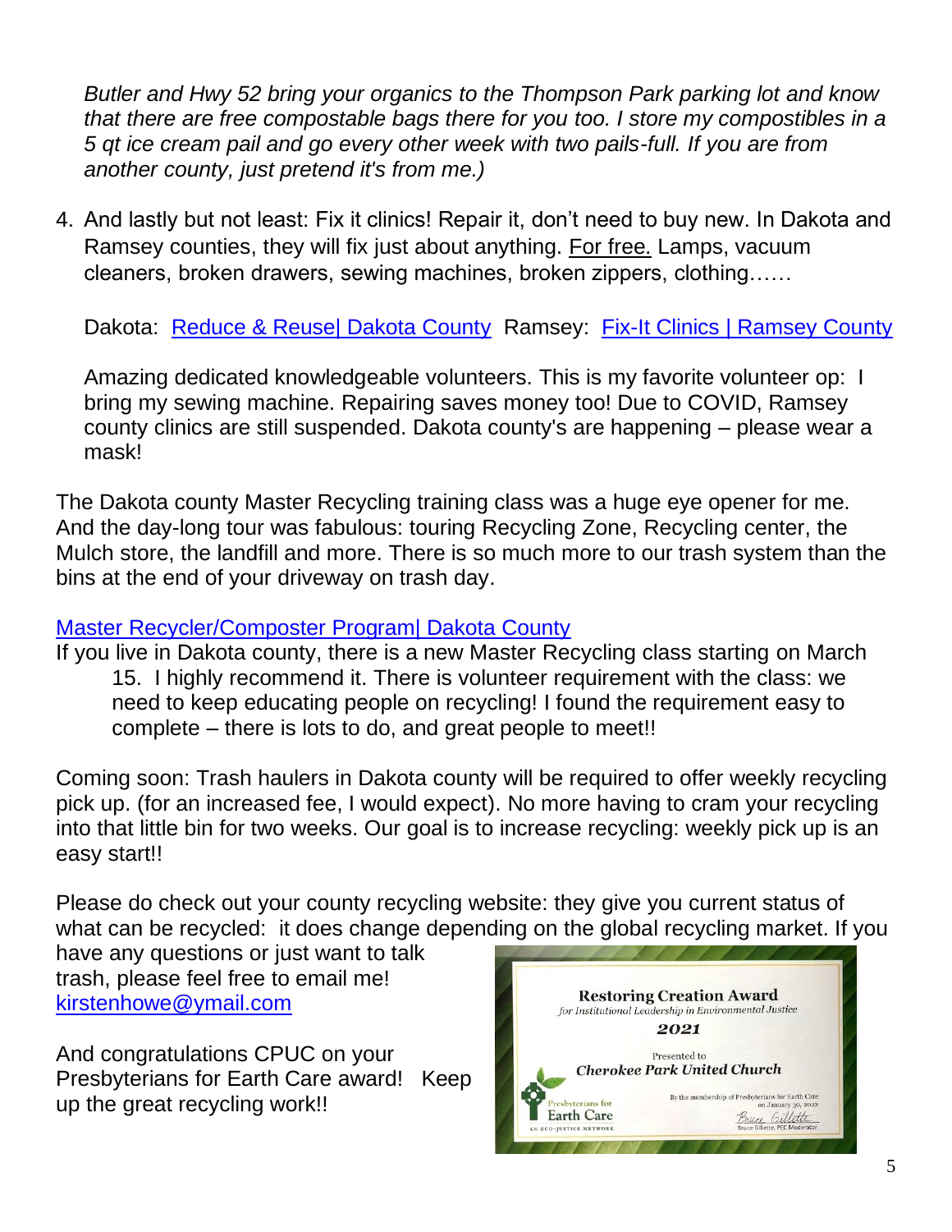*Butler and Hwy 52 bring your organics to the Thompson Park parking lot and know that there are free compostable bags there for you too. I store my compostibles in a 5 qt ice cream pail and go every other week with two pails-full. If you are from another county, just pretend it's from me.)*

4. And lastly but not least: Fix it clinics! Repair it, don't need to buy new. In Dakota and Ramsey counties, they will fix just about anything. For free. Lamps, vacuum cleaners, broken drawers, sewing machines, broken zippers, clothing……

   Dakota: Reduce & Reuse| Dakota County  Ramsey: Fix-It Clinics | Ramsey County

   Amazing dedicated knowledgeable volunteers. This is my favorite volunteer op: I bring my sewing machine. Repairing saves money too! Due to COVID, Ramsey county clinics are still suspended. Dakota county's are happening – please wear a mask!

The Dakota county Master Recycling training class was a huge eye opener for me. And the day-long tour was fabulous: touring Recycling Zone, Recycling center, the Mulch store, the landfill and more. There is so much more to our trash system than the bins at the end of your driveway on trash day.

Master Recycler/Composter Program| Dakota County

If you live in Dakota county, there is a new Master Recycling class starting on March 15. I highly recommend it. There is volunteer requirement with the class: we need to keep educating people on recycling! I found the requirement easy to complete – there is lots to do, and great people to meet!!

Coming soon: Trash haulers in Dakota county will be required to offer weekly recycling pick up. (for an increased fee, I would expect). No more having to cram your recycling into that little bin for two weeks. Our goal is to increase recycling: weekly pick up is an easy start!!

Please do check out your county recycling website: they give you current status of what can be recycled: it does change depending on the global recycling market. If you have any questions or just want to talk trash, please feel free to email me! kirstenhowe@ymail.com

And congratulations CPUC on your Presbyterians for Earth Care award! Keep up the great recycling work!!

Restoring Creation Award
*for Institutional Leadership in Environmental Justice*
2021
Presented to
*Cherokee Park United Church*
By the membership of Presbyterians for Earth Care on January 30, 2022
Bruce Gillette, PEC Moderator
Presbyterians for Earth Care
AN ECO-JUSTICE NETWORK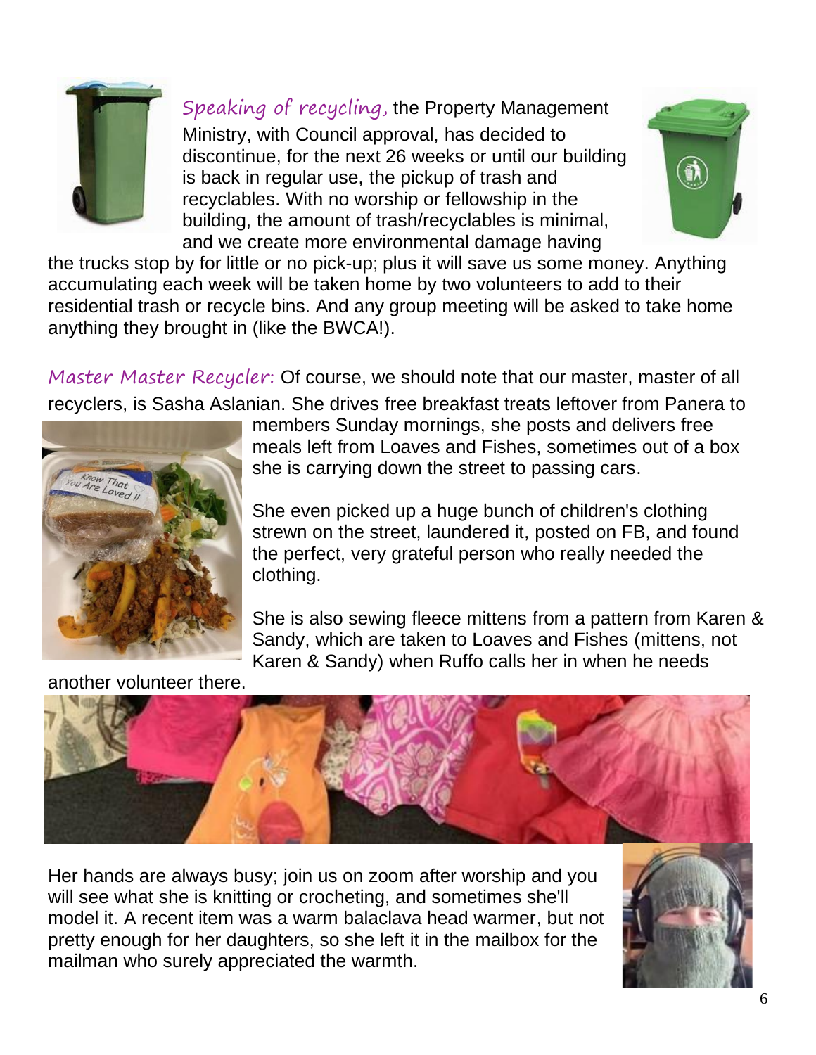*Speaking of recycling,* the Property Management Ministry, with Council approval, has decided to discontinue, for the next 26 weeks or until our building is back in regular use, the pickup of trash and recyclables. With no worship or fellowship in the building, the amount of trash/recyclables is minimal, and we create more environmental damage having the trucks stop by for little or no pick-up; plus it will save us some money. Anything accumulating each week will be taken home by two volunteers to add to their residential trash or recycle bins. And any group meeting will be asked to take home anything they brought in (like the BWCA!).

*Master Master Recycler:* Of course, we should note that our master, master of all recyclers, is Sasha Aslanian. She drives free breakfast treats leftover from Panera to members Sunday mornings, she posts and delivers free meals left from Loaves and Fishes, sometimes out of a box she is carrying down the street to passing cars.

She even picked up a huge bunch of children's clothing strewn on the street, laundered it, posted on FB, and found the perfect, very grateful person who really needed the clothing.

She is also sewing fleece mittens from a pattern from Karen & Sandy, which are taken to Loaves and Fishes (mittens, not Karen & Sandy) when Ruffo calls her in when he needs another volunteer there.

Her hands are always busy; join us on zoom after worship and you will see what she is knitting or crocheting, and sometimes she'll model it. A recent item was a warm balaclava head warmer, but not pretty enough for her daughters, so she left it in the mailbox for the mailman who surely appreciated the warmth.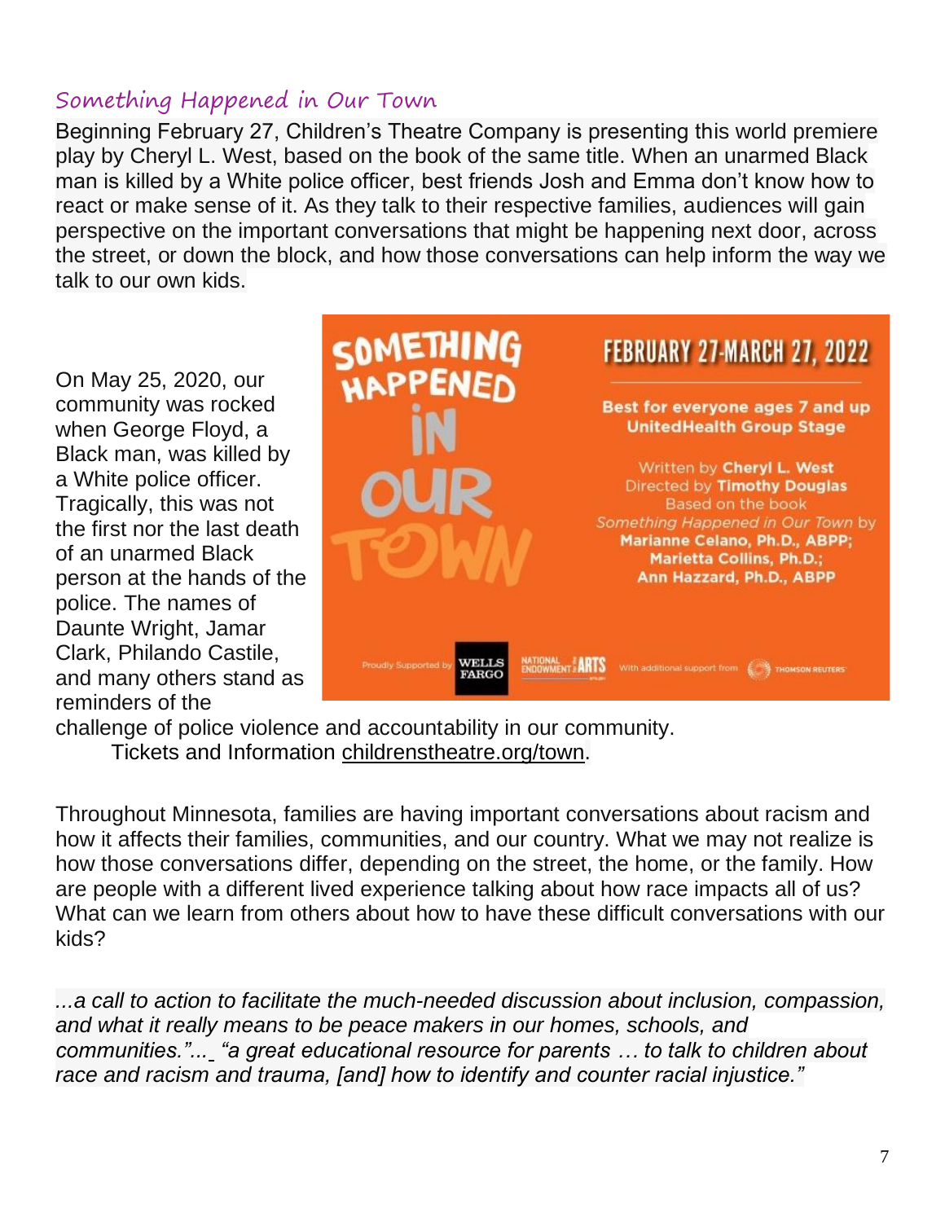## Something Happened in Our Town

Beginning February 27, Children's Theatre Company is presenting this world premiere play by Cheryl L. West, based on the book of the same title. When an unarmed Black man is killed by a White police officer, best friends Josh and Emma don't know how to react or make sense of it. As they talk to their respective families, audiences will gain perspective on the important conversations that might be happening next door, across the street, or down the block, and how those conversations can help inform the way we talk to our own kids.

SOMETHING HAPPENED IN OUR TOWN

FEBRUARY 27-MARCH 27, 2022

**Best for everyone ages 7 and up**
**UnitedHealth Group Stage**

Written by **Cheryl L. West**
Directed by **Timothy Douglas**
Based on the book
*Something Happened in Our Town* by
**Marianne Celano, Ph.D., ABPP;**
**Marietta Collins, Ph.D.;**
**Ann Hazzard, Ph.D., ABPP**

Proudly Supported by WELLS FARGO, NATIONAL ENDOWMENT for the ARTS. With additional support from THOMSON REUTERS

On May 25, 2020, our community was rocked when George Floyd, a Black man, was killed by a White police officer. Tragically, this was not the first nor the last death of an unarmed Black person at the hands of the police. The names of Daunte Wright, Jamar Clark, Philando Castile, and many others stand as reminders of the challenge of police violence and accountability in our community.

Tickets and Information childrenstheatre.org/town.

Throughout Minnesota, families are having important conversations about racism and how it affects their families, communities, and our country. What we may not realize is how those conversations differ, depending on the street, the home, or the family. How are people with a different lived experience talking about how race impacts all of us? What can we learn from others about how to have these difficult conversations with our kids?

*...a call to action to facilitate the much-needed discussion about inclusion, compassion, and what it really means to be peace makers in our homes, schools, and communities."... "a great educational resource for parents … to talk to children about race and racism and trauma, [and] how to identify and counter racial injustice."*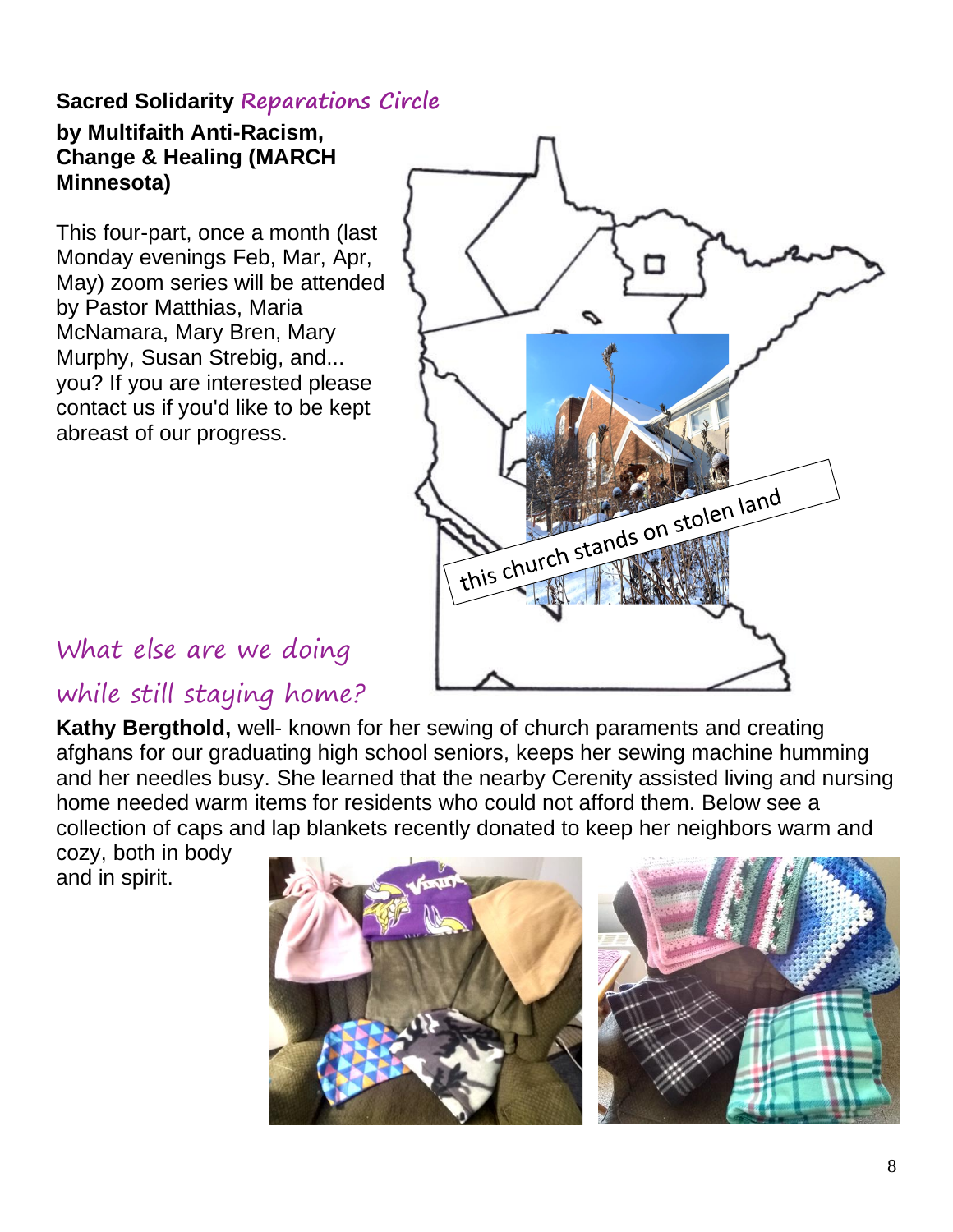## **Sacred Solidarity** *Reparations Circle*

**by Multifaith Anti-Racism, Change & Healing (MARCH Minnesota)**

This four-part, once a month (last Monday evenings Feb, Mar, Apr, May) zoom series will be attended by Pastor Matthias, Maria McNamara, Mary Bren, Mary Murphy, Susan Strebig, and... you? If you are interested please contact us if you'd like to be kept abreast of our progress.

this church stands on stolen land

## *What else are we doing while still staying home?*

**Kathy Bergthold,** well- known for her sewing of church paraments and creating afghans for our graduating high school seniors, keeps her sewing machine humming and her needles busy. She learned that the nearby Cerenity assisted living and nursing home needed warm items for residents who could not afford them. Below see a collection of caps and lap blankets recently donated to keep her neighbors warm and cozy, both in body and in spirit.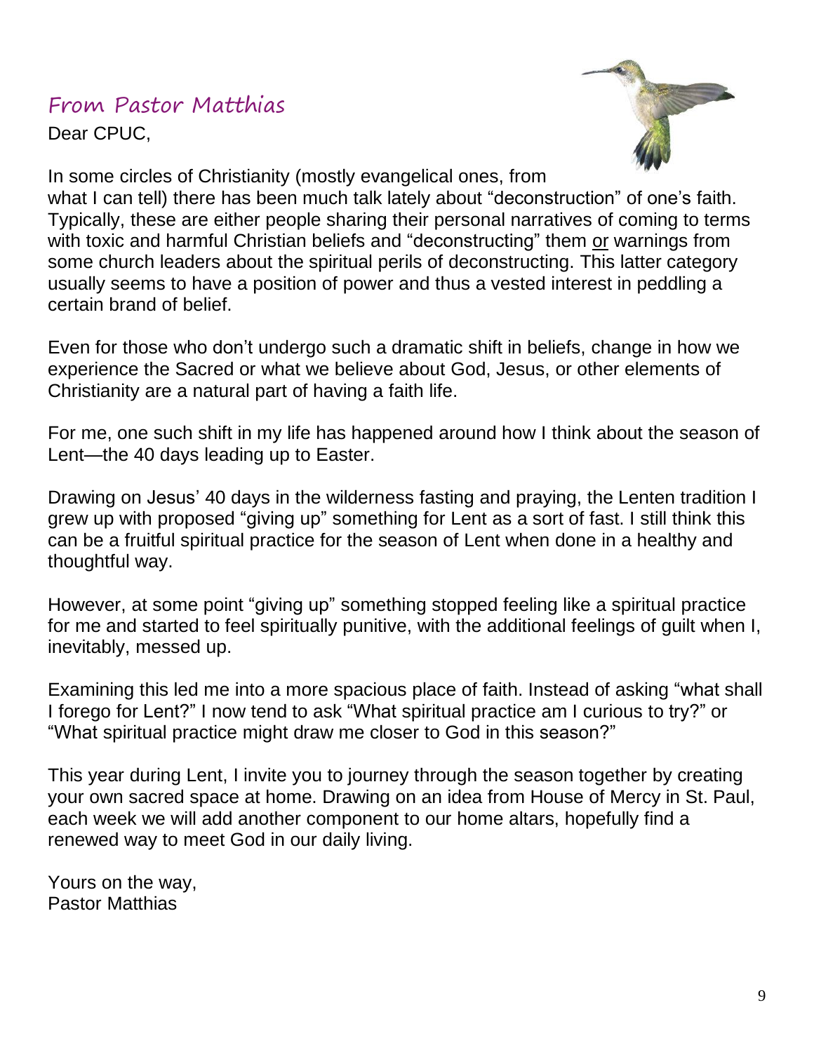## From Pastor Matthias

Dear CPUC,

In some circles of Christianity (mostly evangelical ones, from what I can tell) there has been much talk lately about "deconstruction" of one's faith. Typically, these are either people sharing their personal narratives of coming to terms with toxic and harmful Christian beliefs and "deconstructing" them <u>or</u> warnings from some church leaders about the spiritual perils of deconstructing. This latter category usually seems to have a position of power and thus a vested interest in peddling a certain brand of belief.

Even for those who don't undergo such a dramatic shift in beliefs, change in how we experience the Sacred or what we believe about God, Jesus, or other elements of Christianity are a natural part of having a faith life.

For me, one such shift in my life has happened around how I think about the season of Lent—the 40 days leading up to Easter.

Drawing on Jesus' 40 days in the wilderness fasting and praying, the Lenten tradition I grew up with proposed "giving up" something for Lent as a sort of fast. I still think this can be a fruitful spiritual practice for the season of Lent when done in a healthy and thoughtful way.

However, at some point "giving up" something stopped feeling like a spiritual practice for me and started to feel spiritually punitive, with the additional feelings of guilt when I, inevitably, messed up.

Examining this led me into a more spacious place of faith. Instead of asking "what shall I forego for Lent?" I now tend to ask "What spiritual practice am I curious to try?" or "What spiritual practice might draw me closer to God in this season?"

This year during Lent, I invite you to journey through the season together by creating your own sacred space at home. Drawing on an idea from House of Mercy in St. Paul, each week we will add another component to our home altars, hopefully find a renewed way to meet God in our daily living.

Yours on the way,
Pastor Matthias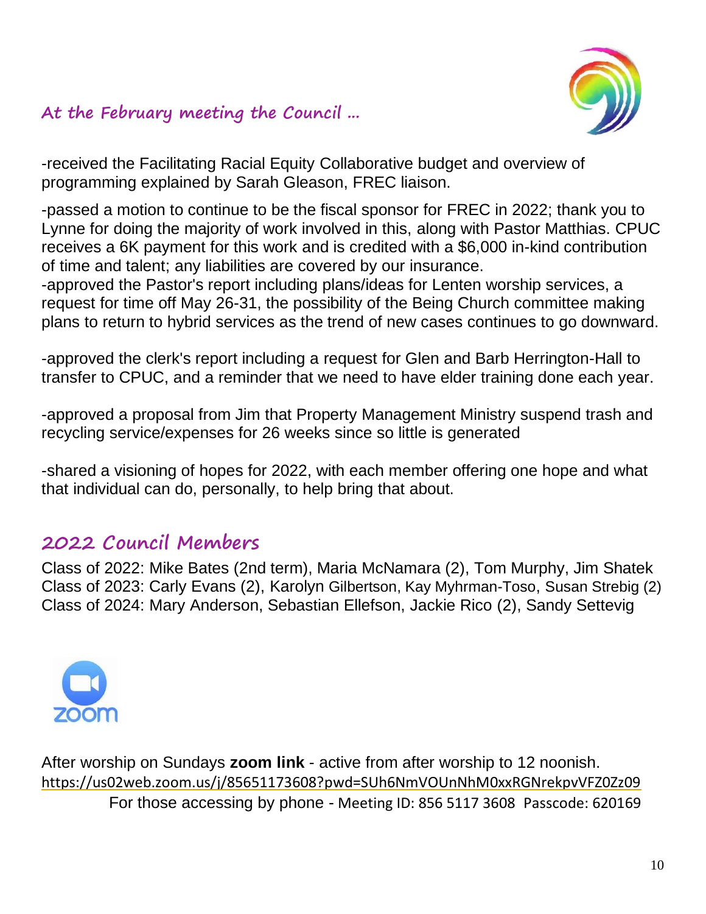## At the February meeting the Council ...

-received the Facilitating Racial Equity Collaborative budget and overview of programming explained by Sarah Gleason, FREC liaison.

-passed a motion to continue to be the fiscal sponsor for FREC in 2022; thank you to Lynne for doing the majority of work involved in this, along with Pastor Matthias. CPUC receives a 6K payment for this work and is credited with a $6,000 in-kind contribution of time and talent; any liabilities are covered by our insurance.
-approved the Pastor's report including plans/ideas for Lenten worship services, a request for time off May 26-31, the possibility of the Being Church committee making plans to return to hybrid services as the trend of new cases continues to go downward.

-approved the clerk's report including a request for Glen and Barb Herrington-Hall to transfer to CPUC, and a reminder that we need to have elder training done each year.

-approved a proposal from Jim that Property Management Ministry suspend trash and recycling service/expenses for 26 weeks since so little is generated

-shared a visioning of hopes for 2022, with each member offering one hope and what that individual can do, personally, to help bring that about.

## 2022 Council Members

Class of 2022: Mike Bates (2nd term), Maria McNamara (2), Tom Murphy, Jim Shatek
Class of 2023: Carly Evans (2), Karolyn Gilbertson, Kay Myhrman-Toso, Susan Strebig (2)
Class of 2024: Mary Anderson, Sebastian Ellefson, Jackie Rico (2), Sandy Settevig

After worship on Sundays **zoom link** - active from after worship to 12 noonish.
https://us02web.zoom.us/j/85651173608?pwd=SUh6NmVOUnNhM0xxRGNrekpvVFZ0Zz09
For those accessing by phone - Meeting ID: 856 5117 3608 Passcode: 620169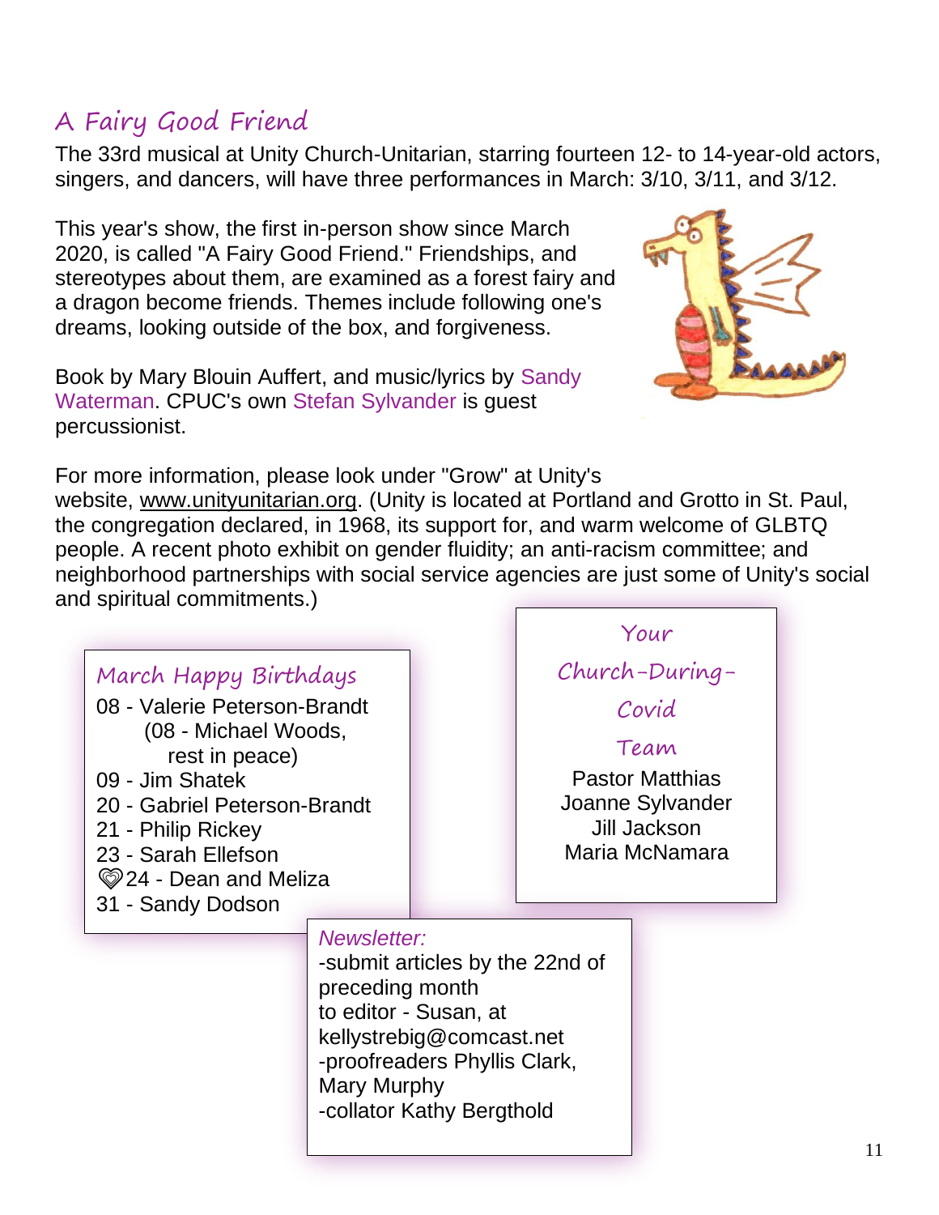## A Fairy Good Friend

The 33rd musical at Unity Church-Unitarian, starring fourteen 12- to 14-year-old actors, singers, and dancers, will have three performances in March: 3/10, 3/11, and 3/12.

This year's show, the first in-person show since March 2020, is called "A Fairy Good Friend." Friendships, and stereotypes about them, are examined as a forest fairy and a dragon become friends. Themes include following one's dreams, looking outside of the box, and forgiveness.

Book by Mary Blouin Auffert, and music/lyrics by Sandy Waterman. CPUC's own Stefan Sylvander is guest percussionist.

For more information, please look under "Grow" at Unity's website, www.unityunitarian.org. (Unity is located at Portland and Grotto in St. Paul, the congregation declared, in 1968, its support for, and warm welcome of GLBTQ people. A recent photo exhibit on gender fluidity; an anti-racism committee; and neighborhood partnerships with social service agencies are just some of Unity's social and spiritual commitments.)

### March Happy Birthdays

08 - Valerie Peterson-Brandt
(08 - Michael Woods, rest in peace)
09 - Jim Shatek
20 - Gabriel Peterson-Brandt
21 - Philip Rickey
23 - Sarah Ellefson
♡24 - Dean and Meliza
31 - Sandy Dodson

### Your Church-During-Covid Team

Pastor Matthias
Joanne Sylvander
Jill Jackson
Maria McNamara

*Newsletter:*

-submit articles by the 22nd of preceding month
to editor - Susan, at kellystrebig@comcast.net
-proofreaders Phyllis Clark, Mary Murphy
-collator Kathy Bergthold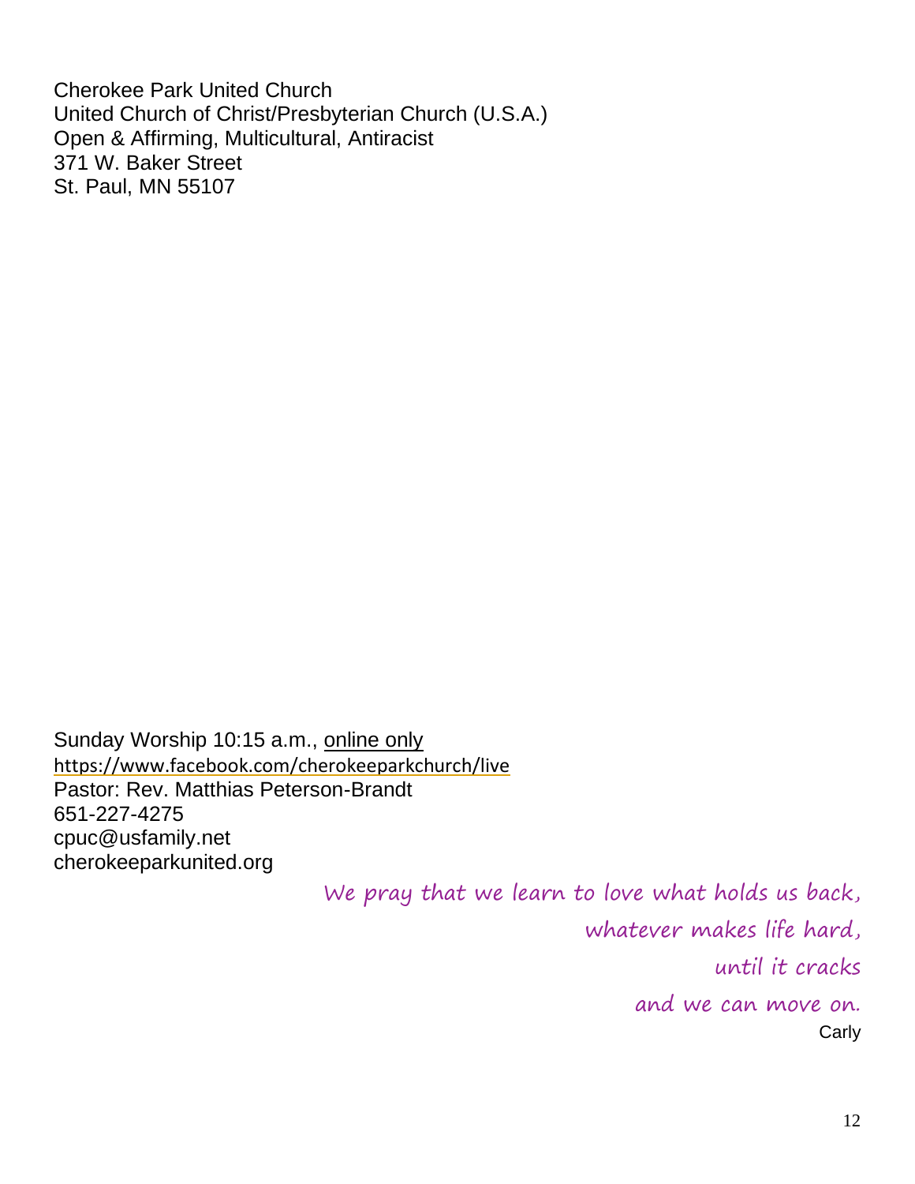Cherokee Park United Church
United Church of Christ/Presbyterian Church (U.S.A.)
Open & Affirming, Multicultural, Antiracist
371 W. Baker Street
St. Paul, MN 55107

Sunday Worship 10:15 a.m., online only
https://www.facebook.com/cherokeeparkchurch/live
Pastor: Rev. Matthias Peterson-Brandt
651-227-4275
cpuc@usfamily.net
cherokeeparkunited.org

*We pray that we learn to love what holds us back,*
*whatever makes life hard,*
*until it cracks*
*and we can move on.*
Carly